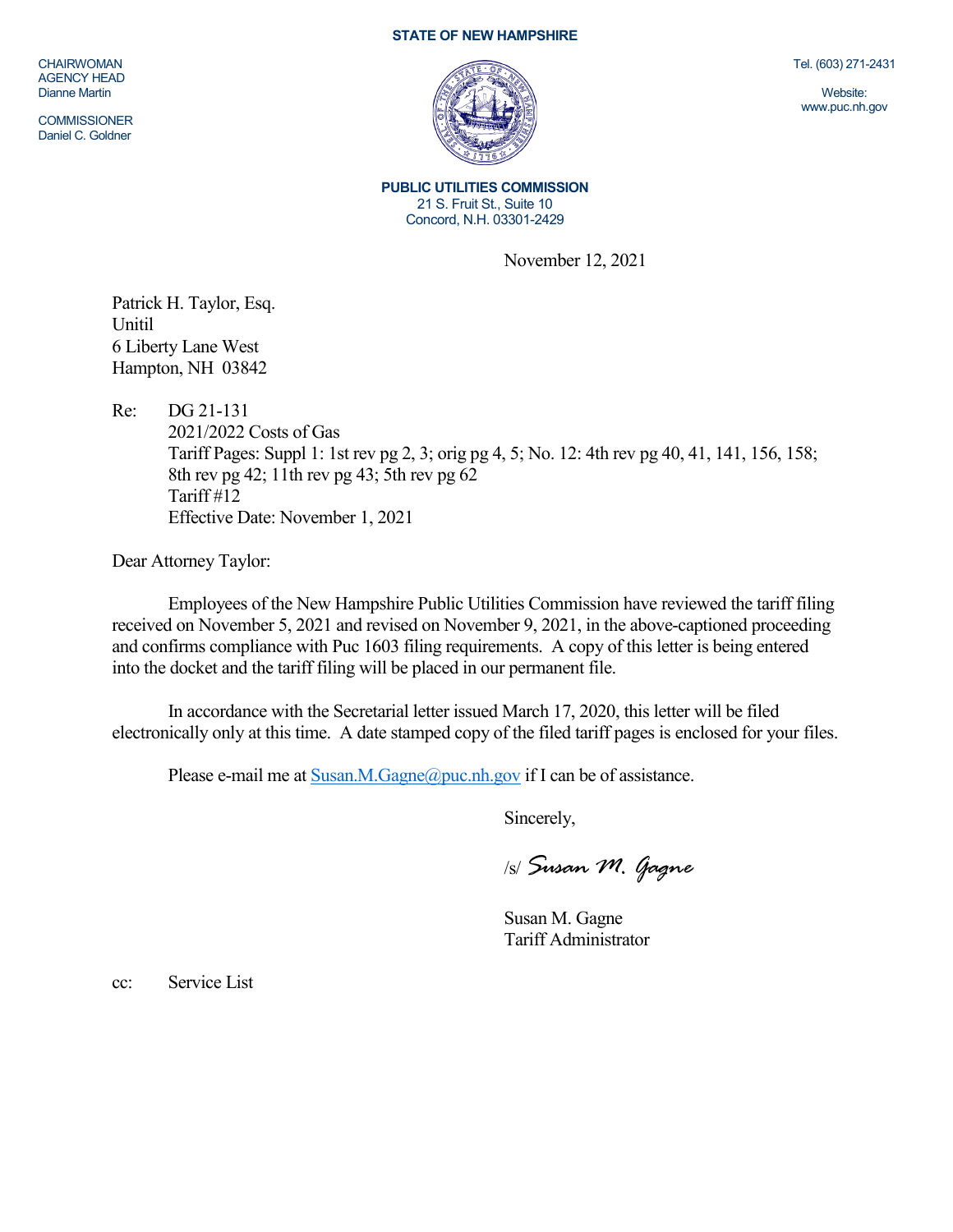CHAIRWOMAN
AGENCY HEAD
Dianne Martin

COMMISSIONER
Daniel C. Goldner

**STATE OF NEW HAMPSHIRE**

Tel. (603) 271-2431

Website:
www.puc.nh.gov

**PUBLIC UTILITIES COMMISSION**
21 S. Fruit St., Suite 10
Concord, N.H. 03301-2429

November 12, 2021

Patrick H. Taylor, Esq.
Unitil
6 Liberty Lane West
Hampton, NH 03842

Re: DG 21-131
2021/2022 Costs of Gas
Tariff Pages: Suppl 1: 1st rev pg 2, 3; orig pg 4, 5; No. 12: 4th rev pg 40, 41, 141, 156, 158; 8th rev pg 42; 11th rev pg 43; 5th rev pg 62
Tariff #12
Effective Date: November 1, 2021

Dear Attorney Taylor:

Employees of the New Hampshire Public Utilities Commission have reviewed the tariff filing received on November 5, 2021 and revised on November 9, 2021, in the above-captioned proceeding and confirms compliance with Puc 1603 filing requirements. A copy of this letter is being entered into the docket and the tariff filing will be placed in our permanent file.

In accordance with the Secretarial letter issued March 17, 2020, this letter will be filed electronically only at this time. A date stamped copy of the filed tariff pages is enclosed for your files.

Please e-mail me at Susan.M.Gagne@puc.nh.gov if I can be of assistance.

Sincerely,

/s/ *Susan M. Gagne*

Susan M. Gagne
Tariff Administrator

cc: Service List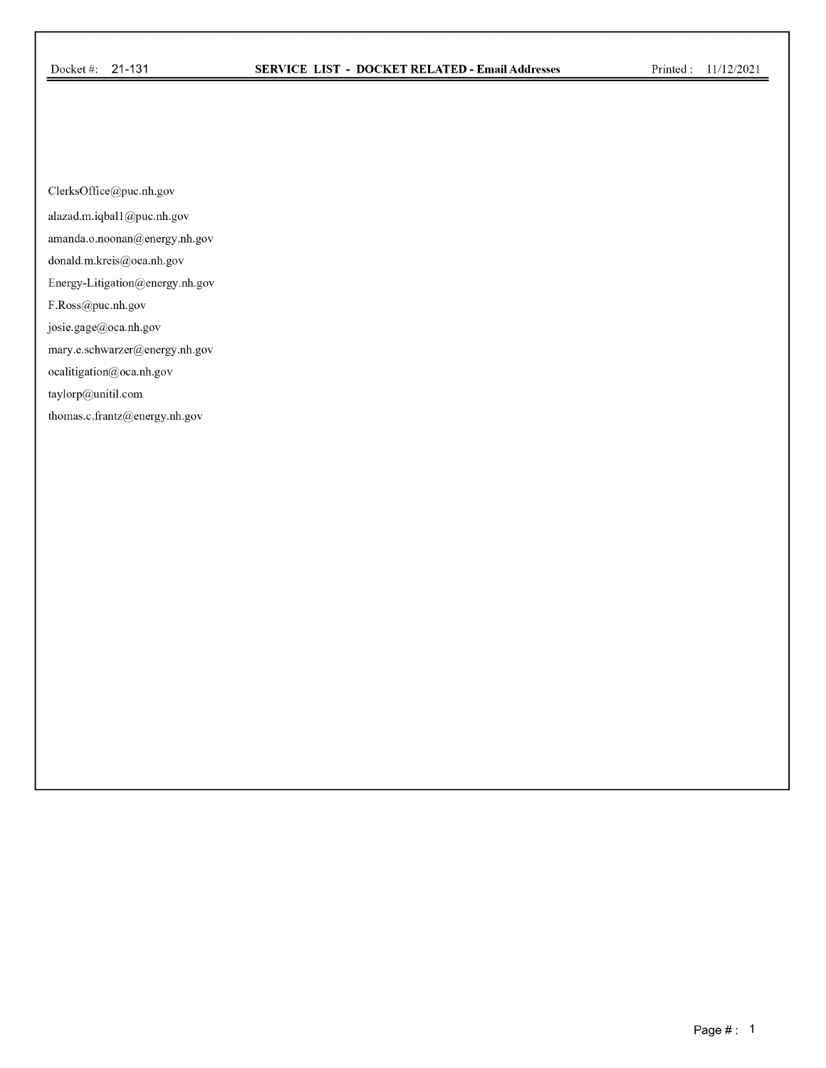Docket #: 21-131

**SERVICE LIST - DOCKET RELATED - Email Addresses**

Printed : 11/12/2021

ClerksOffice@puc.nh.gov

alazad.m.iqbal1@puc.nh.gov

amanda.o.noonan@energy.nh.gov

donald.m.kreis@oca.nh.gov

Energy-Litigation@energy.nh.gov

F.Ross@puc.nh.gov

josie.gage@oca.nh.gov

mary.e.schwarzer@energy.nh.gov

ocalitigation@oca.nh.gov

taylorp@unitil.com

thomas.c.frantz@energy.nh.gov